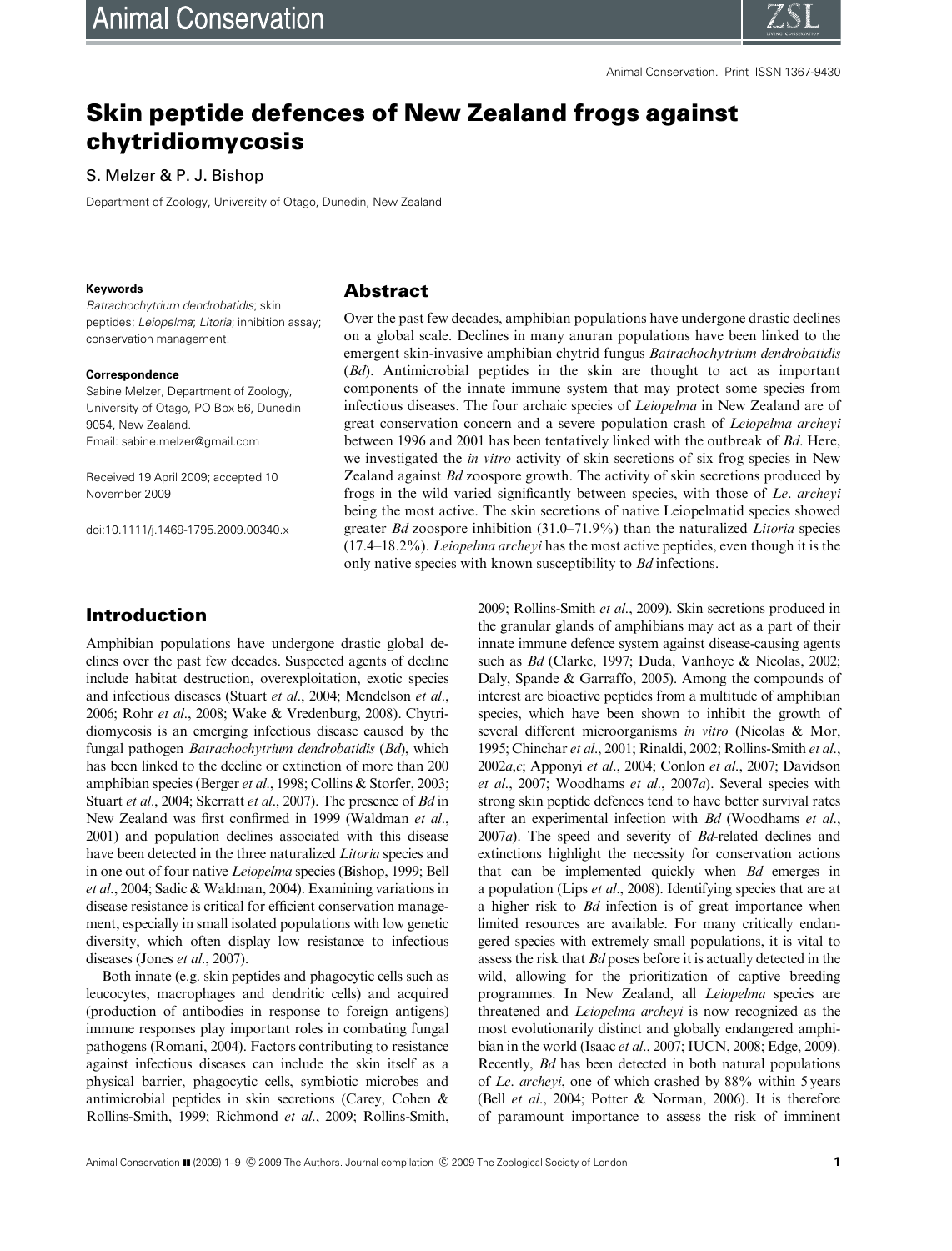# Skin peptide defences of New Zealand frogs against chytridiomycosis

S. Melzer & P. J. Bishop

Department of Zoology, University of Otago, Dunedin, New Zealand

**Keywords**

*Batrachochytrium dendrobatidis*; skin peptides; *Leiopelma*; *Litoria*; inhibition assay; conservation management.

**Correspondence**

Sabine Melzer, Department of Zoology, University of Otago, PO Box 56, Dunedin 9054, New Zealand.
Email: sabine.melzer@gmail.com

Received 19 April 2009; accepted 10 November 2009

doi:10.1111/j.1469-1795.2009.00340.x

## Abstract

Over the past few decades, amphibian populations have undergone drastic declines on a global scale. Declines in many anuran populations have been linked to the emergent skin-invasive amphibian chytrid fungus *Batrachochytrium dendrobatidis* (*Bd*). Antimicrobial peptides in the skin are thought to act as important components of the innate immune system that may protect some species from infectious diseases. The four archaic species of *Leiopelma* in New Zealand are of great conservation concern and a severe population crash of *Leiopelma archeyi* between 1996 and 2001 has been tentatively linked with the outbreak of *Bd*. Here, we investigated the *in vitro* activity of skin secretions of six frog species in New Zealand against *Bd* zoospore growth. The activity of skin secretions produced by frogs in the wild varied significantly between species, with those of *Le. archeyi* being the most active. The skin secretions of native Leiopelmatid species showed greater *Bd* zoospore inhibition (31.0–71.9%) than the naturalized *Litoria* species (17.4–18.2%). *Leiopelma archeyi* has the most active peptides, even though it is the only native species with known susceptibility to *Bd* infections.

## Introduction

Amphibian populations have undergone drastic global declines over the past few decades. Suspected agents of decline include habitat destruction, overexploitation, exotic species and infectious diseases (Stuart *et al*., 2004; Mendelson *et al*., 2006; Rohr *et al*., 2008; Wake & Vredenburg, 2008). Chytridiomycosis is an emerging infectious disease caused by the fungal pathogen *Batrachochytrium dendrobatidis* (*Bd*), which has been linked to the decline or extinction of more than 200 amphibian species (Berger *et al*., 1998; Collins & Storfer, 2003; Stuart *et al*., 2004; Skerratt *et al*., 2007). The presence of *Bd* in New Zealand was first confirmed in 1999 (Waldman *et al*., 2001) and population declines associated with this disease have been detected in the three naturalized *Litoria* species and in one out of four native *Leiopelma* species (Bishop, 1999; Bell *et al*., 2004; Sadic & Waldman, 2004). Examining variations in disease resistance is critical for efficient conservation management, especially in small isolated populations with low genetic diversity, which often display low resistance to infectious diseases (Jones *et al*., 2007).

Both innate (e.g. skin peptides and phagocytic cells such as leucocytes, macrophages and dendritic cells) and acquired (production of antibodies in response to foreign antigens) immune responses play important roles in combating fungal pathogens (Romani, 2004). Factors contributing to resistance against infectious diseases can include the skin itself as a physical barrier, phagocytic cells, symbiotic microbes and antimicrobial peptides in skin secretions (Carey, Cohen & Rollins-Smith, 1999; Richmond *et al*., 2009; Rollins-Smith, 2009; Rollins-Smith *et al*., 2009). Skin secretions produced in the granular glands of amphibians may act as a part of their innate immune defence system against disease-causing agents such as *Bd* (Clarke, 1997; Duda, Vanhoye & Nicolas, 2002; Daly, Spande & Garraffo, 2005). Among the compounds of interest are bioactive peptides from a multitude of amphibian species, which have been shown to inhibit the growth of several different microorganisms *in vitro* (Nicolas & Mor, 1995; Chinchar *et al*., 2001; Rinaldi, 2002; Rollins-Smith *et al*., 2002*a*,*c*; Apponyi *et al*., 2004; Conlon *et al*., 2007; Davidson *et al*., 2007; Woodhams *et al*., 2007*a*). Several species with strong skin peptide defences tend to have better survival rates after an experimental infection with *Bd* (Woodhams *et al*., 2007*a*). The speed and severity of *Bd*-related declines and extinctions highlight the necessity for conservation actions that can be implemented quickly when *Bd* emerges in a population (Lips *et al*., 2008). Identifying species that are at a higher risk to *Bd* infection is of great importance when limited resources are available. For many critically endangered species with extremely small populations, it is vital to assess the risk that *Bd* poses before it is actually detected in the wild, allowing for the prioritization of captive breeding programmes. In New Zealand, all *Leiopelma* species are threatened and *Leiopelma archeyi* is now recognized as the most evolutionarily distinct and globally endangered amphibian in the world (Isaac *et al*., 2007; IUCN, 2008; Edge, 2009). Recently, *Bd* has been detected in both natural populations of *Le. archeyi*, one of which crashed by 88% within 5 years (Bell *et al*., 2004; Potter & Norman, 2006). It is therefore of paramount importance to assess the risk of imminent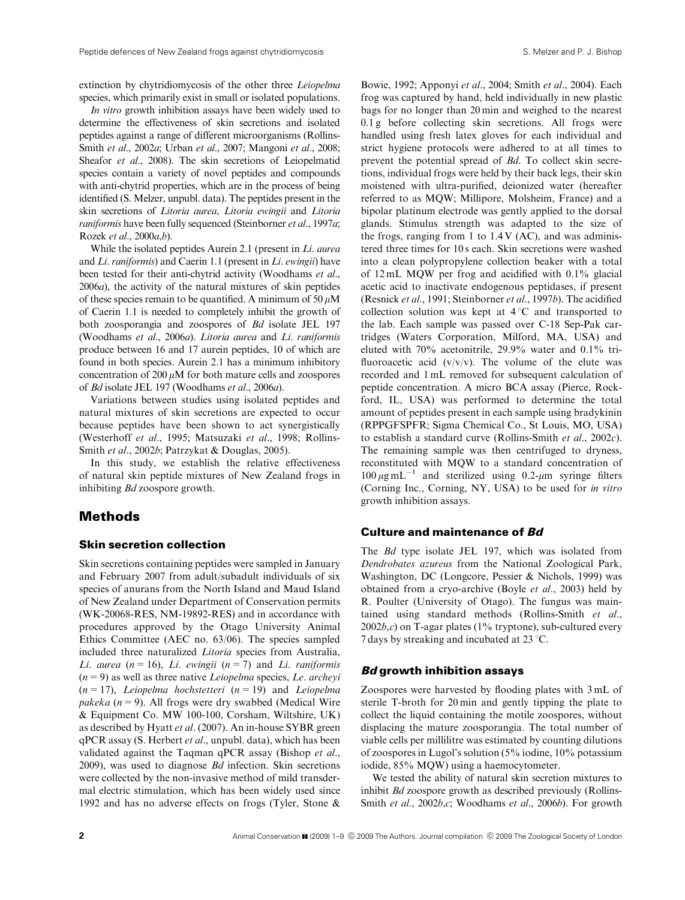extinction by chytridiomycosis of the other three *Leiopelma* species, which primarily exist in small or isolated populations.

*In vitro* growth inhibition assays have been widely used to determine the effectiveness of skin secretions and isolated peptides against a range of different microorganisms (Rollins-Smith *et al*., 2002*a*; Urban *et al*., 2007; Mangoni *et al*., 2008; Sheafor *et al*., 2008). The skin secretions of Leiopelmatid species contain a variety of novel peptides and compounds with anti-chytrid properties, which are in the process of being identified (S. Melzer, unpubl. data). The peptides present in the skin secretions of *Litoria aurea*, *Litoria ewingii* and *Litoria raniformis* have been fully sequenced (Steinborner *et al*., 1997*a*; Rozek *et al*., 2000*a*,*b*).

While the isolated peptides Aurein 2.1 (present in *Li. aurea* and *Li. raniformis*) and Caerin 1.1 (present in *Li. ewingii*) have been tested for their anti-chytrid activity (Woodhams *et al*., 2006*a*), the activity of the natural mixtures of skin peptides of these species remain to be quantified. A minimum of 50 $\mu$M of Caerin 1.1 is needed to completely inhibit the growth of both zoosporangia and zoospores of *Bd* isolate JEL 197 (Woodhams *et al*., 2006*a*). *Litoria aurea* and *Li. raniformis* produce between 16 and 17 aurein peptides, 10 of which are found in both species. Aurein 2.1 has a minimum inhibitory concentration of 200 $\mu$M for both mature cells and zoospores of *Bd* isolate JEL 197 (Woodhams *et al*., 2006*a*).

Variations between studies using isolated peptides and natural mixtures of skin secretions are expected to occur because peptides have been shown to act synergistically (Westerhoff *et al*., 1995; Matsuzaki *et al*., 1998; Rollins-Smith *et al*., 2002*b*; Patrzykat & Douglas, 2005).

In this study, we establish the relative effectiveness of natural skin peptide mixtures of New Zealand frogs in inhibiting *Bd* zoospore growth.

## Methods

### Skin secretion collection

Skin secretions containing peptides were sampled in January and February 2007 from adult/subadult individuals of six species of anurans from the North Island and Maud Island of New Zealand under Department of Conservation permits (WK-20068-RES, NM-19892-RES) and in accordance with procedures approved by the Otago University Animal Ethics Committee (AEC no. 63/06). The species sampled included three naturalized *Litoria* species from Australia, *Li. aurea* ($n = 16$), *Li. ewingii* ($n = 7$) and *Li. raniformis* ($n = 9$) as well as three native *Leiopelma* species, *Le. archeyi* ($n = 17$), *Leiopelma hochstetteri* ($n = 19$) and *Leiopelma pakeka* ($n = 9$). All frogs were dry swabbed (Medical Wire & Equipment Co. MW 100-100, Corsham, Wiltshire, UK) as described by Hyatt *et al*. (2007). An in-house SYBR green qPCR assay (S. Herbert *et al*., unpubl. data), which has been validated against the Taqman qPCR assay (Bishop *et al*., 2009), was used to diagnose *Bd* infection. Skin secretions were collected by the non-invasive method of mild transdermal electric stimulation, which has been widely used since 1992 and has no adverse effects on frogs (Tyler, Stone & Bowie, 1992; Apponyi *et al*., 2004; Smith *et al*., 2004). Each frog was captured by hand, held individually in new plastic bags for no longer than 20 min and weighed to the nearest 0.1 g before collecting skin secretions. All frogs were handled using fresh latex gloves for each individual and strict hygiene protocols were adhered to at all times to prevent the potential spread of *Bd*. To collect skin secretions, individual frogs were held by their back legs, their skin moistened with ultra-purified, deionized water (hereafter referred to as MQW; Millipore, Molsheim, France) and a bipolar platinum electrode was gently applied to the dorsal glands. Stimulus strength was adapted to the size of the frogs, ranging from 1 to 1.4 V (AC), and was administered three times for 10 s each. Skin secretions were washed into a clean polypropylene collection beaker with a total of 12 mL MQW per frog and acidified with 0.1% glacial acetic acid to inactivate endogenous peptidases, if present (Resnick *et al*., 1991; Steinborner *et al*., 1997*b*). The acidified collection solution was kept at 4 °C and transported to the lab. Each sample was passed over C-18 Sep-Pak cartridges (Waters Corporation, Milford, MA, USA) and eluted with 70% acetonitrile, 29.9% water and 0.1% trifluoroacetic acid (v/v/v). The volume of the elute was recorded and 1 mL removed for subsequent calculation of peptide concentration. A micro BCA assay (Pierce, Rockford, IL, USA) was performed to determine the total amount of peptides present in each sample using bradykinin (RPPGFSPFR; Sigma Chemical Co., St Louis, MO, USA) to establish a standard curve (Rollins-Smith *et al*., 2002*c*). The remaining sample was then centrifuged to dryness, reconstituted with MQW to a standard concentration of 100 $\mu$g mL$^{-1}$ and sterilized using 0.2-$\mu$m syringe filters (Corning Inc., Corning, NY, USA) to be used for *in vitro* growth inhibition assays.

### Culture and maintenance of *Bd*

The *Bd* type isolate JEL 197, which was isolated from *Dendrobates azureus* from the National Zoological Park, Washington, DC (Longcore, Pessier & Nichols, 1999) was obtained from a cryo-archive (Boyle *et al*., 2003) held by R. Poulter (University of Otago). The fungus was maintained using standard methods (Rollins-Smith *et al*., 2002*b*,*c*) on T-agar plates (1% tryptone), sub-cultured every 7 days by streaking and incubated at 23 °C.

### *Bd* growth inhibition assays

Zoospores were harvested by flooding plates with 3 mL of sterile T-broth for 20 min and gently tipping the plate to collect the liquid containing the motile zoospores, without displacing the mature zoosporangia. The total number of viable cells per millilitre was estimated by counting dilutions of zoospores in Lugol's solution (5% iodine, 10% potassium iodide, 85% MQW) using a haemocytometer.

We tested the ability of natural skin secretion mixtures to inhibit *Bd* zoospore growth as described previously (Rollins-Smith *et al*., 2002*b*,*c*; Woodhams *et al*., 2006*b*). For growth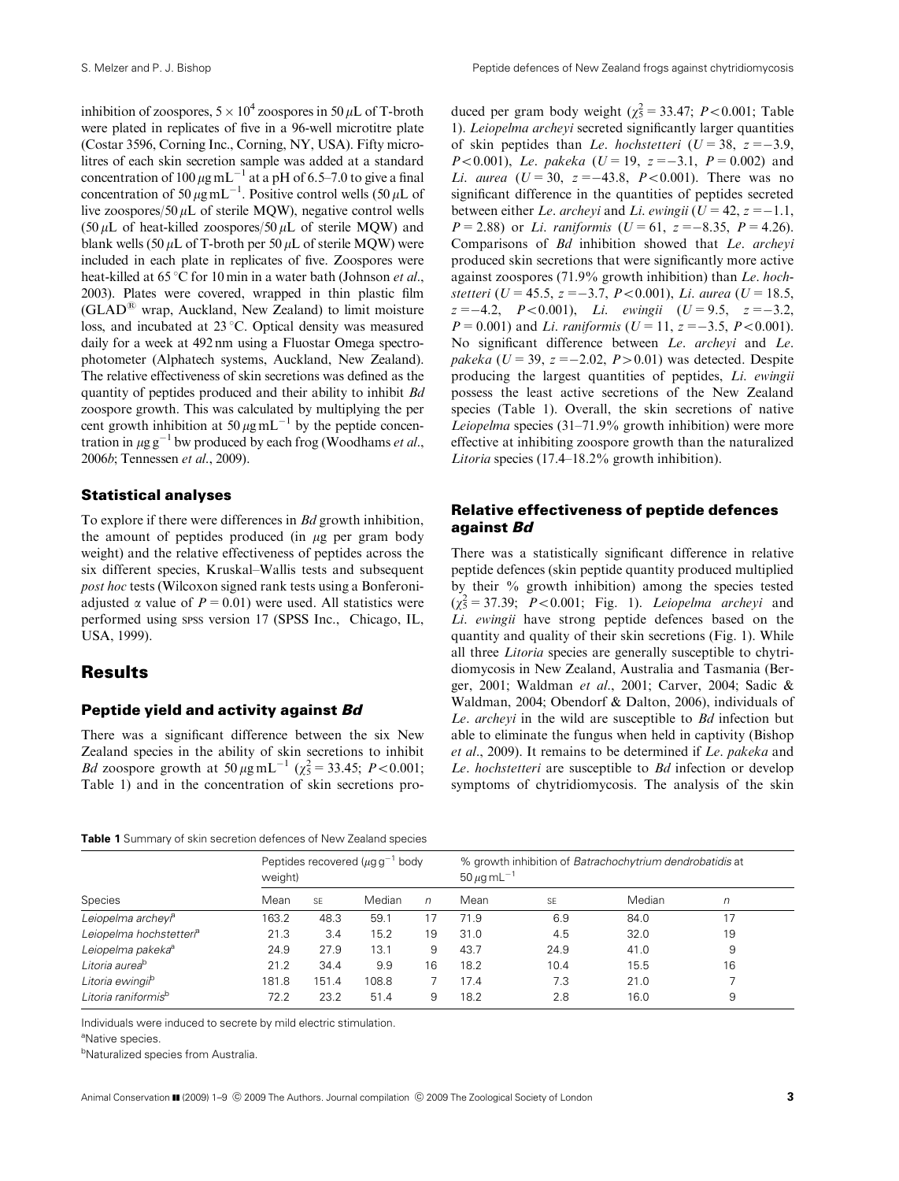inhibition of zoospores, $5 \times 10^4$ zoospores in 50 $\mu$L of T-broth were plated in replicates of five in a 96-well microtitre plate (Costar 3596, Corning Inc., Corning, NY, USA). Fifty microlitres of each skin secretion sample was added at a standard concentration of 100 $\mu$g mL$^{-1}$ at a pH of 6.5–7.0 to give a final concentration of 50 $\mu$g mL$^{-1}$. Positive control wells (50 $\mu$L of live zoospores/50 $\mu$L of sterile MQW), negative control wells (50 $\mu$L of heat-killed zoospores/50 $\mu$L of sterile MQW) and blank wells (50 $\mu$L of T-broth per 50 $\mu$L of sterile MQW) were included in each plate in replicates of five. Zoospores were heat-killed at 65 °C for 10 min in a water bath (Johnson *et al*., 2003). Plates were covered, wrapped in thin plastic film (GLAD® wrap, Auckland, New Zealand) to limit moisture loss, and incubated at 23 °C. Optical density was measured daily for a week at 492 nm using a Fluostar Omega spectrophotometer (Alphatech systems, Auckland, New Zealand). The relative effectiveness of skin secretions was defined as the quantity of peptides produced and their ability to inhibit *Bd* zoospore growth. This was calculated by multiplying the per cent growth inhibition at 50 $\mu$g mL$^{-1}$ by the peptide concentration in $\mu$g g$^{-1}$ bw produced by each frog (Woodhams *et al*., 2006*b*; Tennessen *et al*., 2009).

### Statistical analyses

To explore if there were differences in *Bd* growth inhibition, the amount of peptides produced (in $\mu$g per gram body weight) and the relative effectiveness of peptides across the six different species, Kruskal–Wallis tests and subsequent *post hoc* tests (Wilcoxon signed rank tests using a Bonferoni-adjusted $\alpha$ value of $P = 0.01$) were used. All statistics were performed using SPSS version 17 (SPSS Inc., Chicago, IL, USA, 1999).

## Results

### Peptide yield and activity against *Bd*

There was a significant difference between the six New Zealand species in the ability of skin secretions to inhibit *Bd* zoospore growth at 50 $\mu$g mL$^{-1}$ ($\chi^2_5 = 33.45$; $P < 0.001$; Table 1) and in the concentration of skin secretions produced per gram body weight ($\chi^2_5 = 33.47$; $P < 0.001$; Table 1). *Leiopelma archeyi* secreted significantly larger quantities of skin peptides than *Le. hochstetteri* ($U = 38$, $z = -3.9$, $P < 0.001$), *Le. pakeka* ($U = 19$, $z = -3.1$, $P = 0.002$) and *Li. aurea* ($U = 30$, $z = -43.8$, $P < 0.001$). There was no significant difference in the quantities of peptides secreted between either *Le. archeyi* and *Li. ewingii* ($U = 42$, $z = -1.1$, $P = 2.88$) or *Li. raniformis* ($U = 61$, $z = -8.35$, $P = 4.26$). Comparisons of *Bd* inhibition showed that *Le. archeyi* produced skin secretions that were significantly more active against zoospores (71.9% growth inhibition) than *Le. hochstetteri* ($U = 45.5$, $z = -3.7$, $P < 0.001$), *Li. aurea* ($U = 18.5$, $z = -4.2$, $P < 0.001$), *Li. ewingii* ($U = 9.5$, $z = -3.2$, $P = 0.001$) and *Li. raniformis* ($U = 11$, $z = -3.5$, $P < 0.001$). No significant difference between *Le. archeyi* and *Le. pakeka* ($U = 39$, $z = -2.02$, $P > 0.01$) was detected. Despite producing the largest quantities of peptides, *Li. ewingii* possess the least active secretions of the New Zealand species (Table 1). Overall, the skin secretions of native *Leiopelma* species (31–71.9% growth inhibition) were more effective at inhibiting zoospore growth than the naturalized *Litoria* species (17.4–18.2% growth inhibition).

### Relative effectiveness of peptide defences against *Bd*

There was a statistically significant difference in relative peptide defences (skin peptide quantity produced multiplied by their % growth inhibition) among the species tested ($\chi^2_5 = 37.39$; $P < 0.001$; Fig. 1). *Leiopelma archeyi* and *Li. ewingii* have strong peptide defences based on the quantity and quality of their skin secretions (Fig. 1). While all three *Litoria* species are generally susceptible to chytridiomycosis in New Zealand, Australia and Tasmania (Berger, 2001; Waldman *et al*., 2001; Carver, 2004; Sadic & Waldman, 2004; Obendorf & Dalton, 2006), individuals of *Le. archeyi* in the wild are susceptible to *Bd* infection but able to eliminate the fungus when held in captivity (Bishop *et al*., 2009). It remains to be determined if *Le. pakeka* and *Le. hochstetteri* are susceptible to *Bd* infection or develop symptoms of chytridiomycosis. The analysis of the skin

**Table 1** Summary of skin secretion defences of New Zealand species

| Species | Peptides recovered ($\mu$g g$^{-1}$ body weight) | | | | % growth inhibition of *Batrachochytrium dendrobatidis* at 50 $\mu$g mL$^{-1}$ | | | |
|---|---|---|---|---|---|---|---|---|
| | Mean | SE | Median | *n* | Mean | SE | Median | *n* |
| *Leiopelma archeyi*[a] | 163.2 | 48.3 | 59.1 | 17 | 71.9 | 6.9 | 84.0 | 17 |
| *Leiopelma hochstetteri*[a] | 21.3 | 3.4 | 15.2 | 19 | 31.0 | 4.5 | 32.0 | 19 |
| *Leiopelma pakeka*[a] | 24.9 | 27.9 | 13.1 | 9 | 43.7 | 24.9 | 41.0 | 9 |
| *Litoria aurea*[b] | 21.2 | 34.4 | 9.9 | 16 | 18.2 | 10.4 | 15.5 | 16 |
| *Litoria ewingii*[b] | 181.8 | 151.4 | 108.8 | 7 | 17.4 | 7.3 | 21.0 | 7 |
| *Litoria raniformis*[b] | 72.2 | 23.2 | 51.4 | 9 | 18.2 | 2.8 | 16.0 | 9 |

Individuals were induced to secrete by mild electric stimulation.

[a]Native species.

[b]Naturalized species from Australia.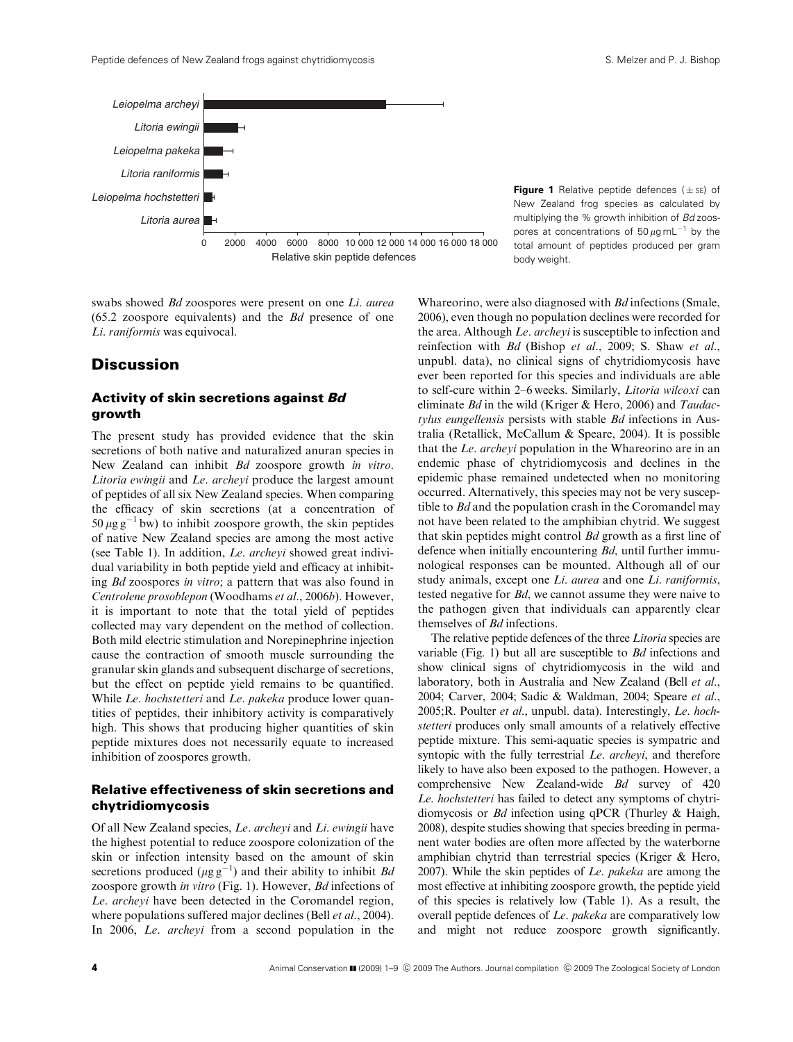Figure 1 Relative peptide defences (± SE) of New Zealand frog species as calculated by multiplying the % growth inhibition of *Bd* zoospores at concentrations of 50 $\mu$g mL$^{-1}$ by the total amount of peptides produced per gram body weight.

swabs showed *Bd* zoospores were present on one *Li. aurea* (65.2 zoospore equivalents) and the *Bd* presence of one *Li. raniformis* was equivocal.

## Discussion

### Activity of skin secretions against *Bd* growth

The present study has provided evidence that the skin secretions of both native and naturalized anuran species in New Zealand can inhibit *Bd* zoospore growth *in vitro*. *Litoria ewingii* and *Le. archeyi* produce the largest amount of peptides of all six New Zealand species. When comparing the efficacy of skin secretions (at a concentration of 50 $\mu$g g$^{-1}$ bw) to inhibit zoospore growth, the skin peptides of native New Zealand species are among the most active (see Table 1). In addition, *Le. archeyi* showed great individual variability in both peptide yield and efficacy at inhibiting *Bd* zoospores *in vitro*; a pattern that was also found in *Centrolene prosoblepon* (Woodhams *et al*., 2006*b*). However, it is important to note that the total yield of peptides collected may vary dependent on the method of collection. Both mild electric stimulation and Norepinephrine injection cause the contraction of smooth muscle surrounding the granular skin glands and subsequent discharge of secretions, but the effect on peptide yield remains to be quantified. While *Le. hochstetteri* and *Le. pakeka* produce lower quantities of peptides, their inhibitory activity is comparatively high. This shows that producing higher quantities of skin peptide mixtures does not necessarily equate to increased inhibition of zoospores growth.

### Relative effectiveness of skin secretions and chytridiomycosis

Of all New Zealand species, *Le. archeyi* and *Li. ewingii* have the highest potential to reduce zoospore colonization of the skin or infection intensity based on the amount of skin secretions produced ($\mu$g g$^{-1}$) and their ability to inhibit *Bd* zoospore growth *in vitro* (Fig. 1). However, *Bd* infections of *Le. archeyi* have been detected in the Coromandel region, where populations suffered major declines (Bell *et al*., 2004). In 2006, *Le. archeyi* from a second population in the Whareorino, were also diagnosed with *Bd* infections (Smale, 2006), even though no population declines were recorded for the area. Although *Le. archeyi* is susceptible to infection and reinfection with *Bd* (Bishop *et al*., 2009; S. Shaw *et al*., unpubl. data), no clinical signs of chytridiomycosis have ever been reported for this species and individuals are able to self-cure within 2–6 weeks. Similarly, *Litoria wilcoxi* can eliminate *Bd* in the wild (Kriger & Hero, 2006) and *Taudactylus eungellensis* persists with stable *Bd* infections in Australia (Retallick, McCallum & Speare, 2004). It is possible that the *Le. archeyi* population in the Whareorino are in an endemic phase of chytridiomycosis and declines in the epidemic phase remained undetected when no monitoring occurred. Alternatively, this species may not be very susceptible to *Bd* and the population crash in the Coromandel may not have been related to the amphibian chytrid. We suggest that skin peptides might control *Bd* growth as a first line of defence when initially encountering *Bd*, until further immunological responses can be mounted. Although all of our study animals, except one *Li. aurea* and one *Li. raniformis*, tested negative for *Bd*, we cannot assume they were naive to the pathogen given that individuals can apparently clear themselves of *Bd* infections.

The relative peptide defences of the three *Litoria* species are variable (Fig. 1) but all are susceptible to *Bd* infections and show clinical signs of chytridiomycosis in the wild and laboratory, both in Australia and New Zealand (Bell *et al*., 2004; Carver, 2004; Sadic & Waldman, 2004; Speare *et al*., 2005; R. Poulter *et al*., unpubl. data). Interestingly, *Le. hochstetteri* produces only small amounts of a relatively effective peptide mixture. This semi-aquatic species is sympatric and syntopic with the fully terrestrial *Le. archeyi*, and therefore likely to have also been exposed to the pathogen. However, a comprehensive New Zealand-wide *Bd* survey of 420 *Le. hochstetteri* has failed to detect any symptoms of chytridiomycosis or *Bd* infection using qPCR (Thurley & Haigh, 2008), despite studies showing that species breeding in permanent water bodies are often more affected by the waterborne amphibian chytrid than terrestrial species (Kriger & Hero, 2007). While the skin peptides of *Le. pakeka* are among the most effective at inhibiting zoospore growth, the peptide yield of this species is relatively low (Table 1). As a result, the overall peptide defences of *Le. pakeka* are comparatively low and might not reduce zoospore growth significantly.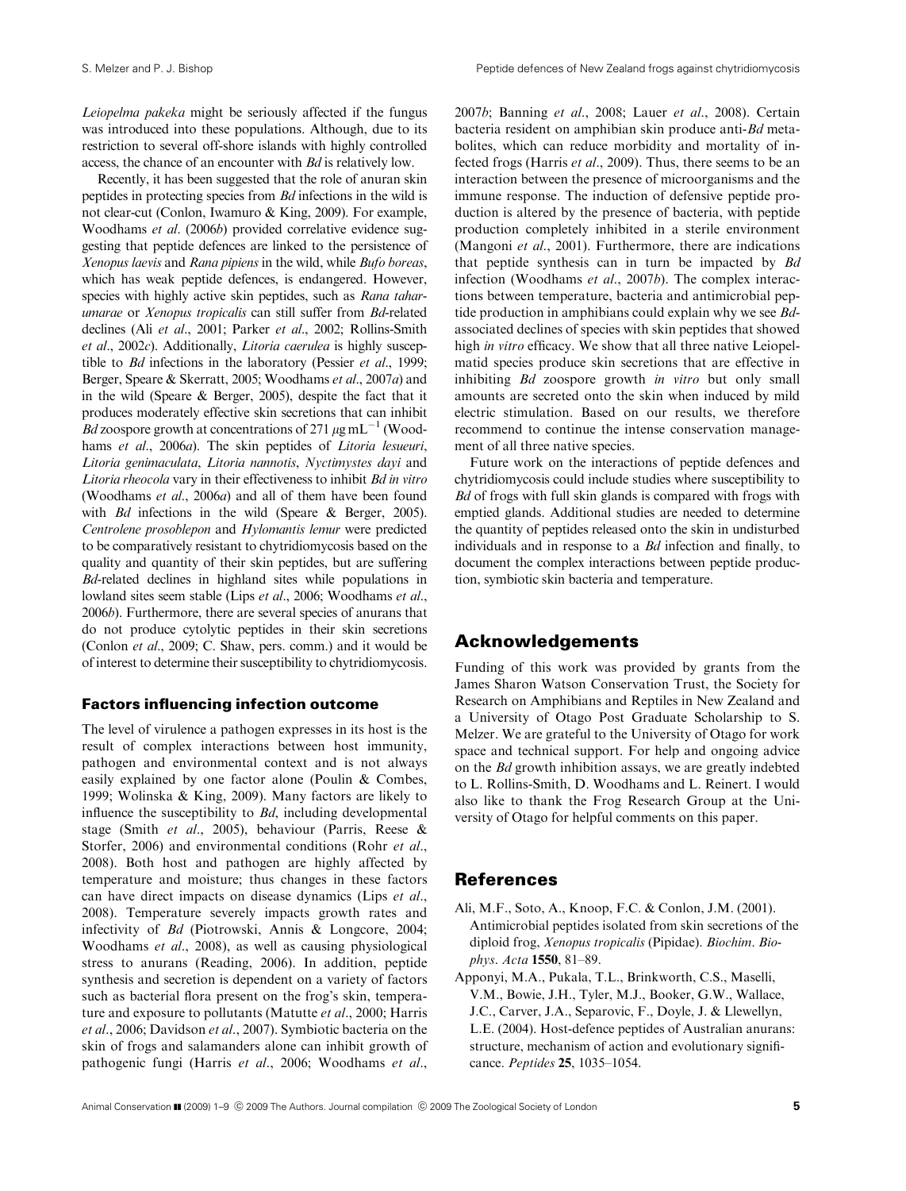*Leiopelma pakeka* might be seriously affected if the fungus was introduced into these populations. Although, due to its restriction to several off-shore islands with highly controlled access, the chance of an encounter with *Bd* is relatively low.

Recently, it has been suggested that the role of anuran skin peptides in protecting species from *Bd* infections in the wild is not clear-cut (Conlon, Iwamuro & King, 2009). For example, Woodhams *et al*. (2006*b*) provided correlative evidence suggesting that peptide defences are linked to the persistence of *Xenopus laevis* and *Rana pipiens* in the wild, while *Bufo boreas*, which has weak peptide defences, is endangered. However, species with highly active skin peptides, such as *Rana taharumarae* or *Xenopus tropicalis* can still suffer from *Bd*-related declines (Ali *et al*., 2001; Parker *et al*., 2002; Rollins-Smith *et al*., 2002*c*). Additionally, *Litoria caerulea* is highly susceptible to *Bd* infections in the laboratory (Pessier *et al*., 1999; Berger, Speare & Skerratt, 2005; Woodhams *et al*., 2007*a*) and in the wild (Speare & Berger, 2005), despite the fact that it produces moderately effective skin secretions that can inhibit *Bd* zoospore growth at concentrations of 271 $\mu g\,mL^{-1}$ (Woodhams *et al*., 2006*a*). The skin peptides of *Litoria lesueuri*, *Litoria genimaculata*, *Litoria nannotis*, *Nyctimystes dayi* and *Litoria rheocola* vary in their effectiveness to inhibit *Bd in vitro* (Woodhams *et al*., 2006*a*) and all of them have been found with *Bd* infections in the wild (Speare & Berger, 2005). *Centrolene prosoblepon* and *Hylomantis lemur* were predicted to be comparatively resistant to chytridiomycosis based on the quality and quantity of their skin peptides, but are suffering *Bd*-related declines in highland sites while populations in lowland sites seem stable (Lips *et al*., 2006; Woodhams *et al*., 2006*b*). Furthermore, there are several species of anurans that do not produce cytolytic peptides in their skin secretions (Conlon *et al*., 2009; C. Shaw, pers. comm.) and it would be of interest to determine their susceptibility to chytridiomycosis.

### Factors influencing infection outcome

The level of virulence a pathogen expresses in its host is the result of complex interactions between host immunity, pathogen and environmental context and is not always easily explained by one factor alone (Poulin & Combes, 1999; Wolinska & King, 2009). Many factors are likely to influence the susceptibility to *Bd*, including developmental stage (Smith *et al*., 2005), behaviour (Parris, Reese & Storfer, 2006) and environmental conditions (Rohr *et al*., 2008). Both host and pathogen are highly affected by temperature and moisture; thus changes in these factors can have direct impacts on disease dynamics (Lips *et al*., 2008). Temperature severely impacts growth rates and infectivity of *Bd* (Piotrowski, Annis & Longcore, 2004; Woodhams *et al*., 2008), as well as causing physiological stress to anurans (Reading, 2006). In addition, peptide synthesis and secretion is dependent on a variety of factors such as bacterial flora present on the frog's skin, temperature and exposure to pollutants (Matutte *et al*., 2000; Harris *et al*., 2006; Davidson *et al*., 2007). Symbiotic bacteria on the skin of frogs and salamanders alone can inhibit growth of pathogenic fungi (Harris *et al*., 2006; Woodhams *et al*., 2007*b*; Banning *et al*., 2008; Lauer *et al*., 2008). Certain bacteria resident on amphibian skin produce anti-*Bd* metabolites, which can reduce morbidity and mortality of infected frogs (Harris *et al*., 2009). Thus, there seems to be an interaction between the presence of microorganisms and the immune response. The induction of defensive peptide production is altered by the presence of bacteria, with peptide production completely inhibited in a sterile environment (Mangoni *et al*., 2001). Furthermore, there are indications that peptide synthesis can in turn be impacted by *Bd* infection (Woodhams *et al*., 2007*b*). The complex interactions between temperature, bacteria and antimicrobial peptide production in amphibians could explain why we see *Bd*-associated declines of species with skin peptides that showed high *in vitro* efficacy. We show that all three native Leiopelmatid species produce skin secretions that are effective in inhibiting *Bd* zoospore growth *in vitro* but only small amounts are secreted onto the skin when induced by mild electric stimulation. Based on our results, we therefore recommend to continue the intense conservation management of all three native species.

Future work on the interactions of peptide defences and chytridiomycosis could include studies where susceptibility to *Bd* of frogs with full skin glands is compared with frogs with emptied glands. Additional studies are needed to determine the quantity of peptides released onto the skin in undisturbed individuals and in response to a *Bd* infection and finally, to document the complex interactions between peptide production, symbiotic skin bacteria and temperature.

## Acknowledgements

Funding of this work was provided by grants from the James Sharon Watson Conservation Trust, the Society for Research on Amphibians and Reptiles in New Zealand and a University of Otago Post Graduate Scholarship to S. Melzer. We are grateful to the University of Otago for work space and technical support. For help and ongoing advice on the *Bd* growth inhibition assays, we are greatly indebted to L. Rollins-Smith, D. Woodhams and L. Reinert. I would also like to thank the Frog Research Group at the University of Otago for helpful comments on this paper.

## References

Ali, M.F., Soto, A., Knoop, F.C. & Conlon, J.M. (2001). Antimicrobial peptides isolated from skin secretions of the diploid frog, *Xenopus tropicalis* (Pipidae). *Biochim. Biophys. Acta* **1550**, 81–89.

Apponyi, M.A., Pukala, T.L., Brinkworth, C.S., Maselli, V.M., Bowie, J.H., Tyler, M.J., Booker, G.W., Wallace, J.C., Carver, J.A., Separovic, F., Doyle, J. & Llewellyn, L.E. (2004). Host-defence peptides of Australian anurans: structure, mechanism of action and evolutionary significance. *Peptides* **25**, 1035–1054.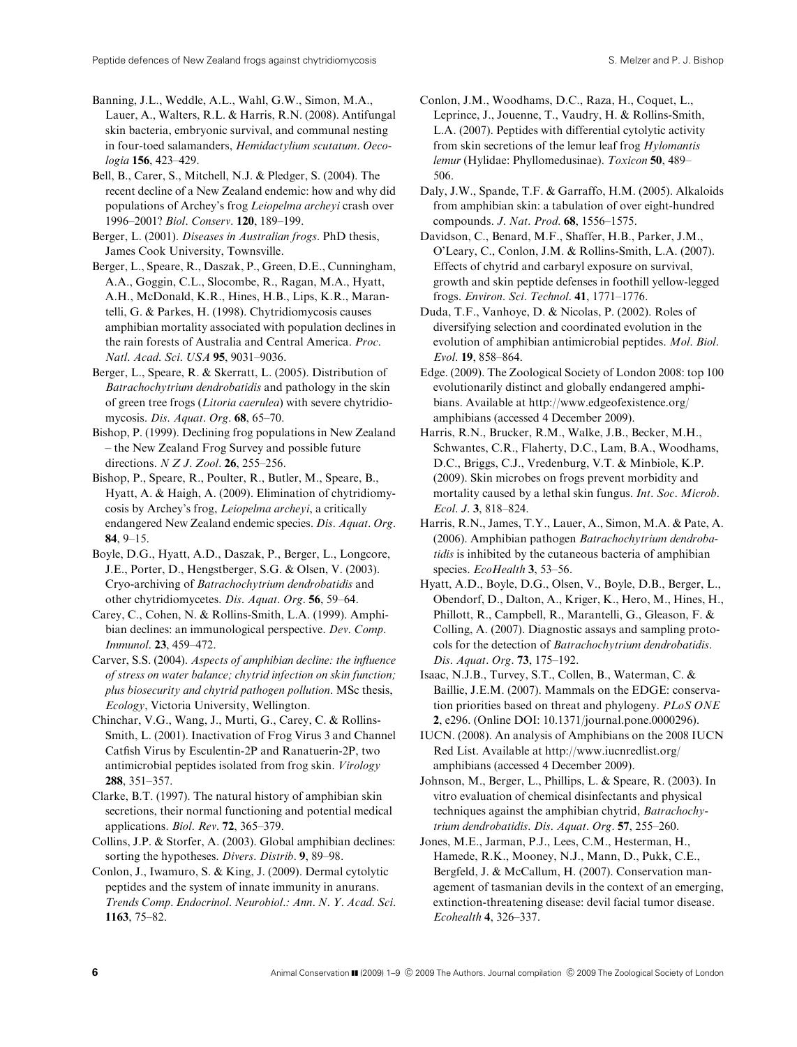Banning, J.L., Weddle, A.L., Wahl, G.W., Simon, M.A., Lauer, A., Walters, R.L. & Harris, R.N. (2008). Antifungal skin bacteria, embryonic survival, and communal nesting in four-toed salamanders, *Hemidactylium scutatum*. *Oecologia* **156**, 423–429.

Bell, B., Carer, S., Mitchell, N.J. & Pledger, S. (2004). The recent decline of a New Zealand endemic: how and why did populations of Archey's frog *Leiopelma archeyi* crash over 1996–2001? *Biol. Conserv*. **120**, 189–199.

Berger, L. (2001). *Diseases in Australian frogs*. PhD thesis, James Cook University, Townsville.

Berger, L., Speare, R., Daszak, P., Green, D.E., Cunningham, A.A., Goggin, C.L., Slocombe, R., Ragan, M.A., Hyatt, A.H., McDonald, K.R., Hines, H.B., Lips, K.R., Marantelli, G. & Parkes, H. (1998). Chytridiomycosis causes amphibian mortality associated with population declines in the rain forests of Australia and Central America. *Proc. Natl. Acad. Sci. USA* **95**, 9031–9036.

Berger, L., Speare, R. & Skerratt, L. (2005). Distribution of *Batrachochytrium dendrobatidis* and pathology in the skin of green tree frogs (*Litoria caerulea*) with severe chytridiomycosis. *Dis. Aquat. Org*. **68**, 65–70.

Bishop, P. (1999). Declining frog populations in New Zealand – the New Zealand Frog Survey and possible future directions. *N Z J. Zool*. **26**, 255–256.

Bishop, P., Speare, R., Poulter, R., Butler, M., Speare, B., Hyatt, A. & Haigh, A. (2009). Elimination of chytridiomycosis by Archey's frog, *Leiopelma archeyi*, a critically endangered New Zealand endemic species. *Dis. Aquat. Org*. **84**, 9–15.

Boyle, D.G., Hyatt, A.D., Daszak, P., Berger, L., Longcore, J.E., Porter, D., Hengstberger, S.G. & Olsen, V. (2003). Cryo-archiving of *Batrachochytrium dendrobatidis* and other chytridiomycetes. *Dis. Aquat. Org*. **56**, 59–64.

Carey, C., Cohen, N. & Rollins-Smith, L.A. (1999). Amphibian declines: an immunological perspective. *Dev. Comp. Immunol*. **23**, 459–472.

Carver, S.S. (2004). *Aspects of amphibian decline: the influence of stress on water balance; chytrid infection on skin function; plus biosecurity and chytrid pathogen pollution*. MSc thesis, *Ecology*, Victoria University, Wellington.

Chinchar, V.G., Wang, J., Murti, G., Carey, C. & Rollins-Smith, L. (2001). Inactivation of Frog Virus 3 and Channel Catfish Virus by Esculentin-2P and Ranatuerin-2P, two antimicrobial peptides isolated from frog skin. *Virology* **288**, 351–357.

Clarke, B.T. (1997). The natural history of amphibian skin secretions, their normal functioning and potential medical applications. *Biol. Rev*. **72**, 365–379.

Collins, J.P. & Storfer, A. (2003). Global amphibian declines: sorting the hypotheses. *Divers. Distrib*. **9**, 89–98.

Conlon, J., Iwamuro, S. & King, J. (2009). Dermal cytolytic peptides and the system of innate immunity in anurans. *Trends Comp. Endocrinol. Neurobiol.: Ann. N. Y. Acad. Sci*. **1163**, 75–82.

Conlon, J.M., Woodhams, D.C., Raza, H., Coquet, L., Leprince, J., Jouenne, T., Vaudry, H. & Rollins-Smith, L.A. (2007). Peptides with differential cytolytic activity from skin secretions of the lemur leaf frog *Hylomantis lemur* (Hylidae: Phyllomedusinae). *Toxicon* **50**, 489–506.

Daly, J.W., Spande, T.F. & Garraffo, H.M. (2005). Alkaloids from amphibian skin: a tabulation of over eight-hundred compounds. *J. Nat. Prod*. **68**, 1556–1575.

Davidson, C., Benard, M.F., Shaffer, H.B., Parker, J.M., O'Leary, C., Conlon, J.M. & Rollins-Smith, L.A. (2007). Effects of chytrid and carbaryl exposure on survival, growth and skin peptide defenses in foothill yellow-legged frogs. *Environ. Sci. Technol*. **41**, 1771–1776.

Duda, T.F., Vanhoye, D. & Nicolas, P. (2002). Roles of diversifying selection and coordinated evolution in the evolution of amphibian antimicrobial peptides. *Mol. Biol. Evol*. **19**, 858–864.

Edge. (2009). The Zoological Society of London 2008: top 100 evolutionarily distinct and globally endangered amphibians. Available at http://www.edgeofexistence.org/amphibians (accessed 4 December 2009).

Harris, R.N., Brucker, R.M., Walke, J.B., Becker, M.H., Schwantes, C.R., Flaherty, D.C., Lam, B.A., Woodhams, D.C., Briggs, C.J., Vredenburg, V.T. & Minbiole, K.P. (2009). Skin microbes on frogs prevent morbidity and mortality caused by a lethal skin fungus. *Int. Soc. Microb. Ecol. J*. **3**, 818–824.

Harris, R.N., James, T.Y., Lauer, A., Simon, M.A. & Pate, A. (2006). Amphibian pathogen *Batrachochytrium dendrobatidis* is inhibited by the cutaneous bacteria of amphibian species. *EcoHealth* **3**, 53–56.

Hyatt, A.D., Boyle, D.G., Olsen, V., Boyle, D.B., Berger, L., Obendorf, D., Dalton, A., Kriger, K., Hero, M., Hines, H., Phillott, R., Campbell, R., Marantelli, G., Gleason, F. & Colling, A. (2007). Diagnostic assays and sampling protocols for the detection of *Batrachochytrium dendrobatidis*. *Dis. Aquat. Org*. **73**, 175–192.

Isaac, N.J.B., Turvey, S.T., Collen, B., Waterman, C. & Baillie, J.E.M. (2007). Mammals on the EDGE: conservation priorities based on threat and phylogeny. *PLoS ONE* **2**, e296. (Online DOI: 10.1371/journal.pone.0000296).

IUCN. (2008). An analysis of Amphibians on the 2008 IUCN Red List. Available at http://www.iucnredlist.org/amphibians (accessed 4 December 2009).

Johnson, M., Berger, L., Phillips, L. & Speare, R. (2003). In vitro evaluation of chemical disinfectants and physical techniques against the amphibian chytrid, *Batrachochytrium dendrobatidis*. *Dis. Aquat. Org*. **57**, 255–260.

Jones, M.E., Jarman, P.J., Lees, C.M., Hesterman, H., Hamede, R.K., Mooney, N.J., Mann, D., Pukk, C.E., Bergfeld, J. & McCallum, H. (2007). Conservation management of tasmanian devils in the context of an emerging, extinction-threatening disease: devil facial tumor disease. *Ecohealth* **4**, 326–337.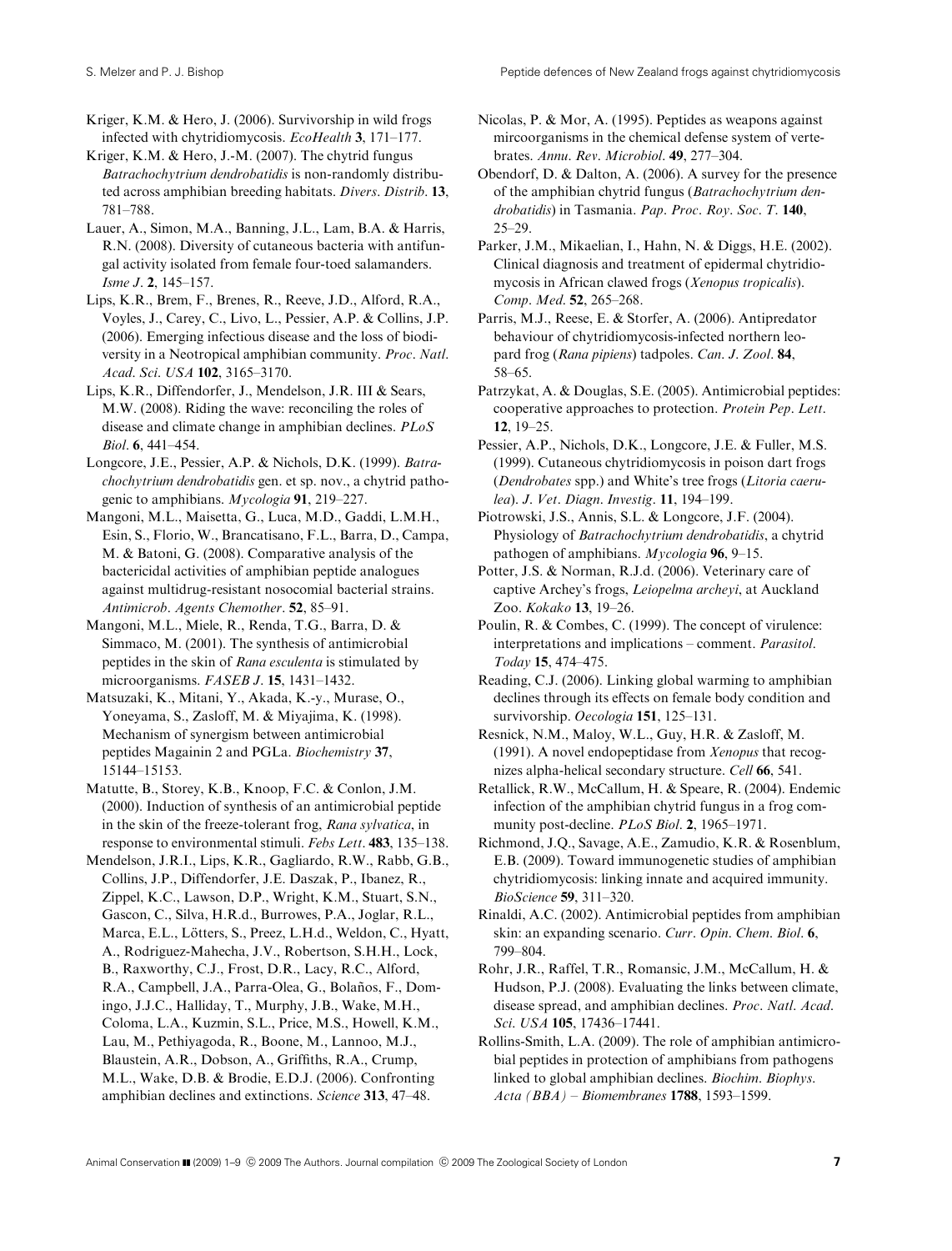Kriger, K.M. & Hero, J. (2006). Survivorship in wild frogs infected with chytridiomycosis. *EcoHealth* **3**, 171–177.

Kriger, K.M. & Hero, J.-M. (2007). The chytrid fungus *Batrachochytrium dendrobatidis* is non-randomly distributed across amphibian breeding habitats. *Divers. Distrib.* **13**, 781–788.

Lauer, A., Simon, M.A., Banning, J.L., Lam, B.A. & Harris, R.N. (2008). Diversity of cutaneous bacteria with antifungal activity isolated from female four-toed salamanders. *Isme J.* **2**, 145–157.

Lips, K.R., Brem, F., Brenes, R., Reeve, J.D., Alford, R.A., Voyles, J., Carey, C., Livo, L., Pessier, A.P. & Collins, J.P. (2006). Emerging infectious disease and the loss of biodiversity in a Neotropical amphibian community. *Proc. Natl. Acad. Sci. USA* **102**, 3165–3170.

Lips, K.R., Diffendorfer, J., Mendelson, J.R. III & Sears, M.W. (2008). Riding the wave: reconciling the roles of disease and climate change in amphibian declines. *PLoS Biol.* **6**, 441–454.

Longcore, J.E., Pessier, A.P. & Nichols, D.K. (1999). *Batrachochytrium dendrobatidis* gen. et sp. nov., a chytrid pathogenic to amphibians. *Mycologia* **91**, 219–227.

Mangoni, M.L., Maisetta, G., Luca, M.D., Gaddi, L.M.H., Esin, S., Florio, W., Brancatisano, F.L., Barra, D., Campa, M. & Batoni, G. (2008). Comparative analysis of the bactericidal activities of amphibian peptide analogues against multidrug-resistant nosocomial bacterial strains. *Antimicrob. Agents Chemother.* **52**, 85–91.

Mangoni, M.L., Miele, R., Renda, T.G., Barra, D. & Simmaco, M. (2001). The synthesis of antimicrobial peptides in the skin of *Rana esculenta* is stimulated by microorganisms. *FASEB J.* **15**, 1431–1432.

Matsuzaki, K., Mitani, Y., Akada, K.-y., Murase, O., Yoneyama, S., Zasloff, M. & Miyajima, K. (1998). Mechanism of synergism between antimicrobial peptides Magainin 2 and PGLa. *Biochemistry* **37**, 15144–15153.

Matutte, B., Storey, K.B., Knoop, F.C. & Conlon, J.M. (2000). Induction of synthesis of an antimicrobial peptide in the skin of the freeze-tolerant frog, *Rana sylvatica*, in response to environmental stimuli. *Febs Lett.* **483**, 135–138.

Mendelson, J.R.I., Lips, K.R., Gagliardo, R.W., Rabb, G.B., Collins, J.P., Diffendorfer, J.E. Daszak, P., Ibanez, R., Zippel, K.C., Lawson, D.P., Wright, K.M., Stuart, S.N., Gascon, C., Silva, H.R.d., Burrowes, P.A., Joglar, R.L., Marca, E.L., Lötters, S., Preez, L.H.d., Weldon, C., Hyatt, A., Rodriguez-Mahecha, J.V., Robertson, S.H.H., Lock, B., Raxworthy, C.J., Frost, D.R., Lacy, R.C., Alford, R.A., Campbell, J.A., Parra-Olea, G., Bolaños, F., Domingo, J.J.C., Halliday, T., Murphy, J.B., Wake, M.H., Coloma, L.A., Kuzmin, S.L., Price, M.S., Howell, K.M., Lau, M., Pethiyagoda, R., Boone, M., Lannoo, M.J., Blaustein, A.R., Dobson, A., Griffiths, R.A., Crump, M.L., Wake, D.B. & Brodie, E.D.J. (2006). Confronting amphibian declines and extinctions. *Science* **313**, 47–48.

Nicolas, P. & Mor, A. (1995). Peptides as weapons against mircoorganisms in the chemical defense system of vertebrates. *Annu. Rev. Microbiol.* **49**, 277–304.

Obendorf, D. & Dalton, A. (2006). A survey for the presence of the amphibian chytrid fungus (*Batrachochytrium dendrobatidis*) in Tasmania. *Pap. Proc. Roy. Soc. T.* **140**, 25–29.

Parker, J.M., Mikaelian, I., Hahn, N. & Diggs, H.E. (2002). Clinical diagnosis and treatment of epidermal chytridiomycosis in African clawed frogs (*Xenopus tropicalis*). *Comp. Med.* **52**, 265–268.

Parris, M.J., Reese, E. & Storfer, A. (2006). Antipredator behaviour of chytridiomycosis-infected northern leopard frog (*Rana pipiens*) tadpoles. *Can. J. Zool.* **84**, 58–65.

Patrzykat, A. & Douglas, S.E. (2005). Antimicrobial peptides: cooperative approaches to protection. *Protein Pep. Lett.* **12**, 19–25.

Pessier, A.P., Nichols, D.K., Longcore, J.E. & Fuller, M.S. (1999). Cutaneous chytridiomycosis in poison dart frogs (*Dendrobates* spp.) and White's tree frogs (*Litoria caerulea*). *J. Vet. Diagn. Investig.* **11**, 194–199.

Piotrowski, J.S., Annis, S.L. & Longcore, J.F. (2004). Physiology of *Batrachochytrium dendrobatidis*, a chytrid pathogen of amphibians. *Mycologia* **96**, 9–15.

Potter, J.S. & Norman, R.J.d. (2006). Veterinary care of captive Archey's frogs, *Leiopelma archeyi*, at Auckland Zoo. *Kokako* **13**, 19–26.

Poulin, R. & Combes, C. (1999). The concept of virulence: interpretations and implications – comment. *Parasitol. Today* **15**, 474–475.

Reading, C.J. (2006). Linking global warming to amphibian declines through its effects on female body condition and survivorship. *Oecologia* **151**, 125–131.

Resnick, N.M., Maloy, W.L., Guy, H.R. & Zasloff, M. (1991). A novel endopeptidase from *Xenopus* that recognizes alpha-helical secondary structure. *Cell* **66**, 541.

Retallick, R.W., McCallum, H. & Speare, R. (2004). Endemic infection of the amphibian chytrid fungus in a frog community post-decline. *PLoS Biol.* **2**, 1965–1971.

Richmond, J.Q., Savage, A.E., Zamudio, K.R. & Rosenblum, E.B. (2009). Toward immunogenetic studies of amphibian chytridiomycosis: linking innate and acquired immunity. *BioScience* **59**, 311–320.

Rinaldi, A.C. (2002). Antimicrobial peptides from amphibian skin: an expanding scenario. *Curr. Opin. Chem. Biol.* **6**, 799–804.

Rohr, J.R., Raffel, T.R., Romansic, J.M., McCallum, H. & Hudson, P.J. (2008). Evaluating the links between climate, disease spread, and amphibian declines. *Proc. Natl. Acad. Sci. USA* **105**, 17436–17441.

Rollins-Smith, L.A. (2009). The role of amphibian antimicrobial peptides in protection of amphibians from pathogens linked to global amphibian declines. *Biochim. Biophys. Acta (BBA) – Biomembranes* **1788**, 1593–1599.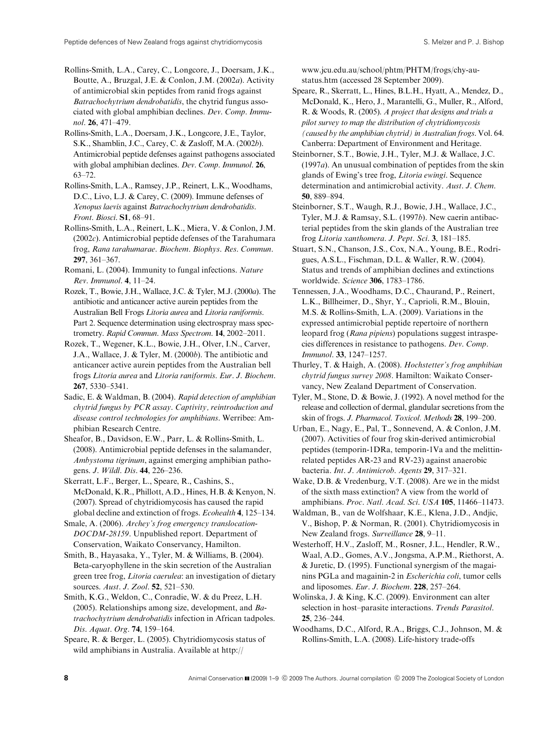Rollins-Smith, L.A., Carey, C., Longcore, J., Doersam, J.K., Boutte, A., Bruzgal, J.E. & Conlon, J.M. (2002*a*). Activity of antimicrobial skin peptides from ranid frogs against *Batrachochytrium dendrobatidis*, the chytrid fungus associated with global amphibian declines. *Dev. Comp. Immunol.* **26**, 471–479.

Rollins-Smith, L.A., Doersam, J.K., Longcore, J.E., Taylor, S.K., Shamblin, J.C., Carey, C. & Zasloff, M.A. (2002*b*). Antimicrobial peptide defenses against pathogens associated with global amphibian declines. *Dev. Comp. Immunol.* **26**, 63–72.

Rollins-Smith, L.A., Ramsey, J.P., Reinert, L.K., Woodhams, D.C., Livo, L.J. & Carey, C. (2009). Immune defenses of *Xenopus laevis* against *Batrachochytrium dendrobatidis*. *Front. Biosci.* **S1**, 68–91.

Rollins-Smith, L.A., Reinert, L.K., Miera, V. & Conlon, J.M. (2002*c*). Antimicrobial peptide defenses of the Tarahumara frog, *Rana tarahumarae*. *Biochem. Biophys. Res. Commun.* **297**, 361–367.

Romani, L. (2004). Immunity to fungal infections. *Nature Rev. Immunol.* **4**, 11–24.

Rozek, T., Bowie, J.H., Wallace, J.C. & Tyler, M.J. (2000*a*). The antibiotic and anticancer active aurein peptides from the Australian Bell Frogs *Litoria aurea* and *Litoria raniformis*. Part 2. Sequence determination using electrospray mass spectrometry. *Rapid Commun. Mass Spectrom.* **14**, 2002–2011.

Rozek, T., Wegener, K.L., Bowie, J.H., Olver, I.N., Carver, J.A., Wallace, J. & Tyler, M. (2000*b*). The antibiotic and anticancer active aurein peptides from the Australian bell frogs *Litoria aurea* and *Litoria raniformis*. *Eur. J. Biochem.* **267**, 5330–5341.

Sadic, E. & Waldman, B. (2004). *Rapid detection of amphibian chytrid fungus by PCR assay. Captivity, reintroduction and disease control technologies for amphibians*. Werribee: Amphibian Research Centre.

Sheafor, B., Davidson, E.W., Parr, L. & Rollins-Smith, L. (2008). Antimicrobial peptide defenses in the salamander, *Ambystoma tigrinum*, against emerging amphibian pathogens. *J. Wildl. Dis.* **44**, 226–236.

Skerratt, L.F., Berger, L., Speare, R., Cashins, S., McDonald, K.R., Phillott, A.D., Hines, H.B. & Kenyon, N. (2007). Spread of chytridiomycosis has caused the rapid global decline and extinction of frogs. *Ecohealth* **4**, 125–134.

Smale, A. (2006). *Archey's frog emergency translocation-DOCDM-28159*. Unpublished report. Department of Conservation, Waikato Conservancy, Hamilton.

Smith, B., Hayasaka, Y., Tyler, M. & Williams, B. (2004). Beta-caryophyllene in the skin secretion of the Australian green tree frog, *Litoria caerulea*: an investigation of dietary sources. *Aust. J. Zool.* **52**, 521–530.

Smith, K.G., Weldon, C., Conradie, W. & du Preez, L.H. (2005). Relationships among size, development, and *Batrachochytrium dendrobatidis* infection in African tadpoles. *Dis. Aquat. Org.* **74**, 159–164.

Speare, R. & Berger, L. (2005). Chytridiomycosis status of wild amphibians in Australia. Available at http://www.jcu.edu.au/school/phtm/PHTM/frogs/chy-au-status.htm (accessed 28 September 2009).

Speare, R., Skerratt, L., Hines, B.L.H., Hyatt, A., Mendez, D., McDonald, K., Hero, J., Marantelli, G., Muller, R., Alford, R. & Woods, R. (2005). *A project that designs and trials a pilot survey to map the distribution of chytridiomycosis (caused by the amphibian chytrid) in Australian frogs*. Vol. 64. Canberra: Department of Environment and Heritage.

Steinborner, S.T., Bowie, J.H., Tyler, M.J. & Wallace, J.C. (1997*a*). An unusual combination of peptides from the skin glands of Ewing's tree frog, *Litoria ewingi*. Sequence determination and antimicrobial activity. *Aust. J. Chem.* **50**, 889–894.

Steinborner, S.T., Waugh, R.J., Bowie, J.H., Wallace, J.C., Tyler, M.J. & Ramsay, S.L. (1997*b*). New caerin antibacterial peptides from the skin glands of the Australian tree frog *Litoria xanthomera*. *J. Pept. Sci.* **3**, 181–185.

Stuart, S.N., Chanson, J.S., Cox, N.A., Young, B.E., Rodrigues, A.S.L., Fischman, D.L. & Waller, R.W. (2004). Status and trends of amphibian declines and extinctions worldwide. *Science* **306**, 1783–1786.

Tennessen, J.A., Woodhams, D.C., Chaurand, P., Reinert, L.K., Billheimer, D., Shyr, Y., Caprioli, R.M., Blouin, M.S. & Rollins-Smith, L.A. (2009). Variations in the expressed antimicrobial peptide repertoire of northern leopard frog (*Rana pipiens*) populations suggest intraspecies differences in resistance to pathogens. *Dev. Comp. Immunol.* **33**, 1247–1257.

Thurley, T. & Haigh, A. (2008). *Hochstetter's frog amphibian chytrid fungus survey 2008*. Hamilton: Waikato Conservancy, New Zealand Department of Conservation.

Tyler, M., Stone, D. & Bowie, J. (1992). A novel method for the release and collection of dermal, glandular secretions from the skin of frogs. *J. Pharmacol. Toxicol. Methods* **28**, 199–200.

Urban, E., Nagy, E., Pal, T., Sonnevend, A. & Conlon, J.M. (2007). Activities of four frog skin-derived antimicrobial peptides (temporin-1DRa, temporin-1Va and the melittin-related peptides AR-23 and RV-23) against anaerobic bacteria. *Int. J. Antimicrob. Agents* **29**, 317–321.

Wake, D.B. & Vredenburg, V.T. (2008). Are we in the midst of the sixth mass extinction? A view from the world of amphibians. *Proc. Natl. Acad. Sci. USA* **105**, 11466–11473.

Waldman, B., van de Wolfshaar, K.E., Klena, J.D., Andjic, V., Bishop, P. & Norman, R. (2001). Chytridiomycosis in New Zealand frogs. *Surveillance* **28**, 9–11.

Westerhoff, H.V., Zasloff, M., Rosner, J.L., Hendler, R.W., Waal, A.D., Gomes, A.V., Jongsma, A.P.M., Riethorst, A. & Juretic, D. (1995). Functional synergism of the magainins PGLa and magainin-2 in *Escherichia coli*, tumor cells and liposomes. *Eur. J. Biochem.* **228**, 257–264.

Wolinska, J. & King, K.C. (2009). Environment can alter selection in host–parasite interactions. *Trends Parasitol.* **25**, 236–244.

Woodhams, D.C., Alford, R.A., Briggs, C.J., Johnson, M. & Rollins-Smith, L.A. (2008). Life-history trade-offs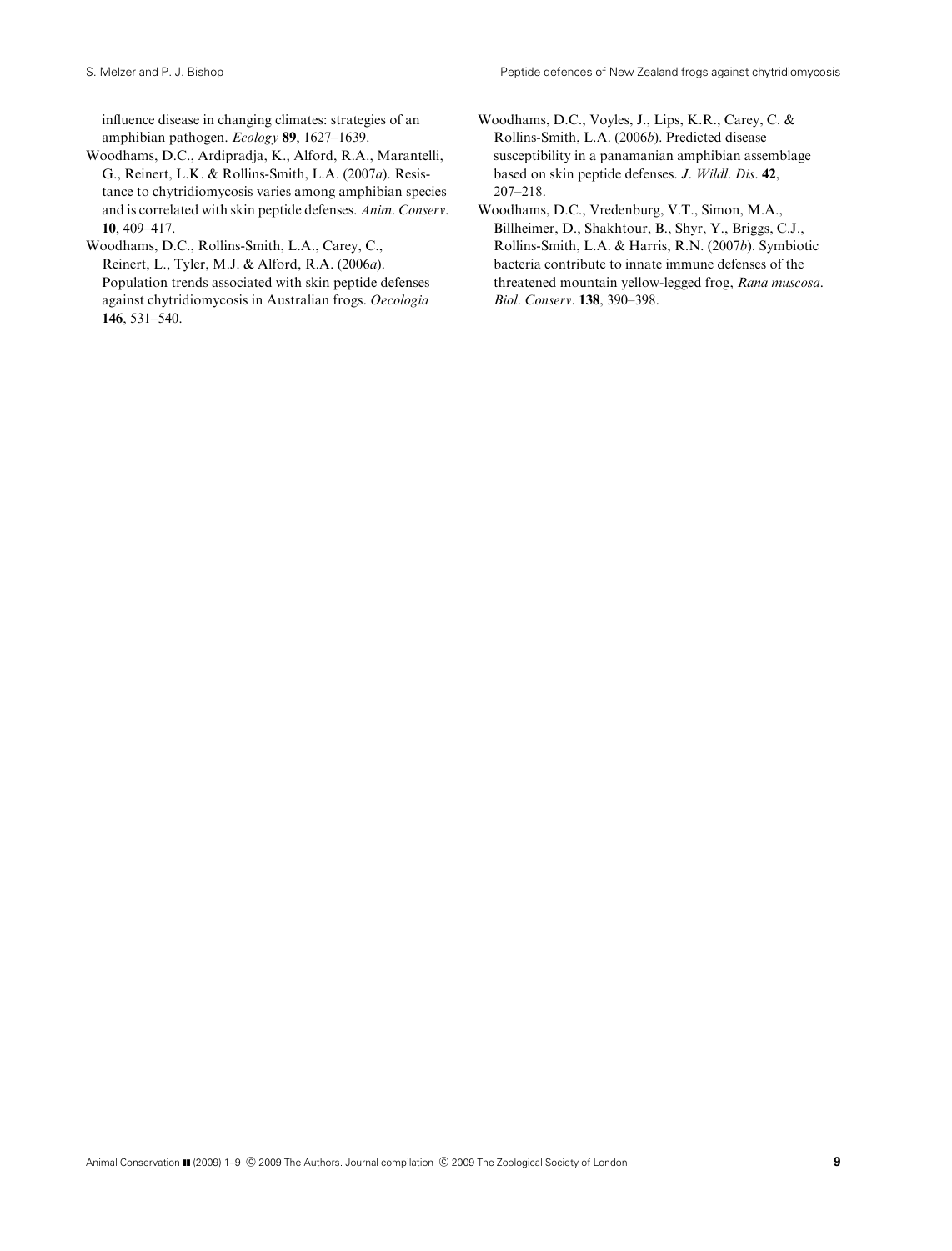influence disease in changing climates: strategies of an amphibian pathogen. *Ecology* **89**, 1627–1639.

Woodhams, D.C., Ardipradja, K., Alford, R.A., Marantelli, G., Reinert, L.K. & Rollins-Smith, L.A. (2007*a*). Resistance to chytridiomycosis varies among amphibian species and is correlated with skin peptide defenses. *Anim. Conserv.* **10**, 409–417.

Woodhams, D.C., Rollins-Smith, L.A., Carey, C., Reinert, L., Tyler, M.J. & Alford, R.A. (2006*a*). Population trends associated with skin peptide defenses against chytridiomycosis in Australian frogs. *Oecologia* **146**, 531–540.

Woodhams, D.C., Voyles, J., Lips, K.R., Carey, C. & Rollins-Smith, L.A. (2006*b*). Predicted disease susceptibility in a panamanian amphibian assemblage based on skin peptide defenses. *J. Wildl. Dis.* **42**, 207–218.

Woodhams, D.C., Vredenburg, V.T., Simon, M.A., Billheimer, D., Shakhtour, B., Shyr, Y., Briggs, C.J., Rollins-Smith, L.A. & Harris, R.N. (2007*b*). Symbiotic bacteria contribute to innate immune defenses of the threatened mountain yellow-legged frog, *Rana muscosa*. *Biol. Conserv.* **138**, 390–398.